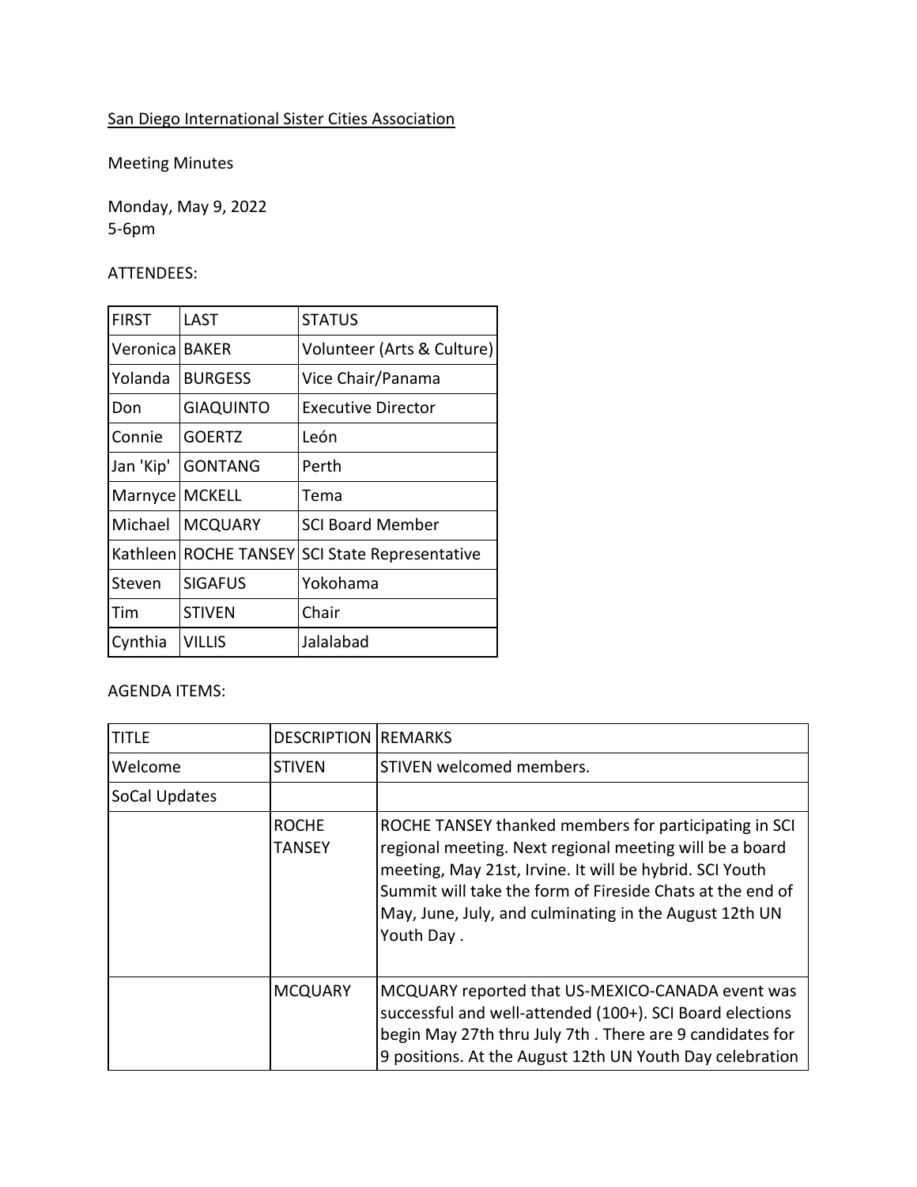San Diego International Sister Cities Association

Meeting Minutes

Monday, May 9, 2022
5-6pm

ATTENDEES:

| FIRST | LAST | STATUS |
|---|---|---|
| Veronica | BAKER | Volunteer (Arts & Culture) |
| Yolanda | BURGESS | Vice Chair/Panama |
| Don | GIAQUINTO | Executive Director |
| Connie | GOERTZ | León |
| Jan 'Kip' | GONTANG | Perth |
| Marnyce | MCKELL | Tema |
| Michael | MCQUARY | SCI Board Member |
| Kathleen | ROCHE TANSEY | SCI State Representative |
| Steven | SIGAFUS | Yokohama |
| Tim | STIVEN | Chair |
| Cynthia | VILLIS | Jalalabad |

AGENDA ITEMS:

| TITLE | DESCRIPTION | REMARKS |
|---|---|---|
| Welcome | STIVEN | STIVEN welcomed members. |
| SoCal Updates | | |
| | ROCHE TANSEY | ROCHE TANSEY thanked members for participating in SCI regional meeting. Next regional meeting will be a board meeting, May 21st, Irvine. It will be hybrid. SCI Youth Summit will take the form of Fireside Chats at the end of May, June, July, and culminating in the August 12th UN Youth Day . |
| | MCQUARY | MCQUARY reported that US-MEXICO-CANADA event was successful and well-attended (100+). SCI Board elections begin May 27th thru July 7th . There are 9 candidates for 9 positions. At the August 12th UN Youth Day celebration |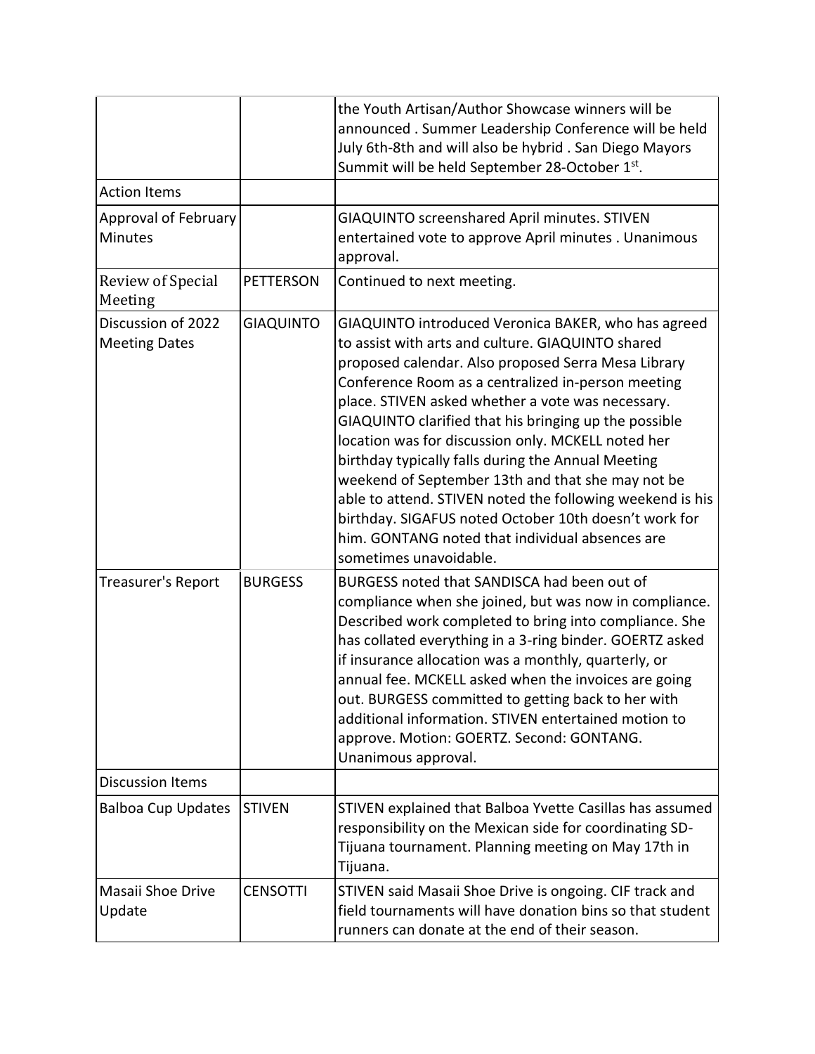| | | |
|---|---|---|
| | | the Youth Artisan/Author Showcase winners will be announced . Summer Leadership Conference will be held July 6th-8th and will also be hybrid . San Diego Mayors Summit will be held September 28-October 1st. |
| Action Items | | |
| Approval of February Minutes | | GIAQUINTO screenshared April minutes. STIVEN entertained vote to approve April minutes . Unanimous approval. |
| Review of Special Meeting | PETTERSON | Continued to next meeting. |
| Discussion of 2022 Meeting Dates | GIAQUINTO | GIAQUINTO introduced Veronica BAKER, who has agreed to assist with arts and culture. GIAQUINTO shared proposed calendar. Also proposed Serra Mesa Library Conference Room as a centralized in-person meeting place. STIVEN asked whether a vote was necessary. GIAQUINTO clarified that his bringing up the possible location was for discussion only. MCKELL noted her birthday typically falls during the Annual Meeting weekend of September 13th and that she may not be able to attend. STIVEN noted the following weekend is his birthday. SIGAFUS noted October 10th doesn't work for him. GONTANG noted that individual absences are sometimes unavoidable. |
| Treasurer's Report | BURGESS | BURGESS noted that SANDISCA had been out of compliance when she joined, but was now in compliance. Described work completed to bring into compliance. She has collated everything in a 3-ring binder. GOERTZ asked if insurance allocation was a monthly, quarterly, or annual fee. MCKELL asked when the invoices are going out. BURGESS committed to getting back to her with additional information. STIVEN entertained motion to approve. Motion: GOERTZ. Second: GONTANG. Unanimous approval. |
| Discussion Items | | |
| Balboa Cup Updates | STIVEN | STIVEN explained that Balboa Yvette Casillas has assumed responsibility on the Mexican side for coordinating SD-Tijuana tournament. Planning meeting on May 17th in Tijuana. |
| Masaii Shoe Drive Update | CENSOTTI | STIVEN said Masaii Shoe Drive is ongoing. CIF track and field tournaments will have donation bins so that student runners can donate at the end of their season. |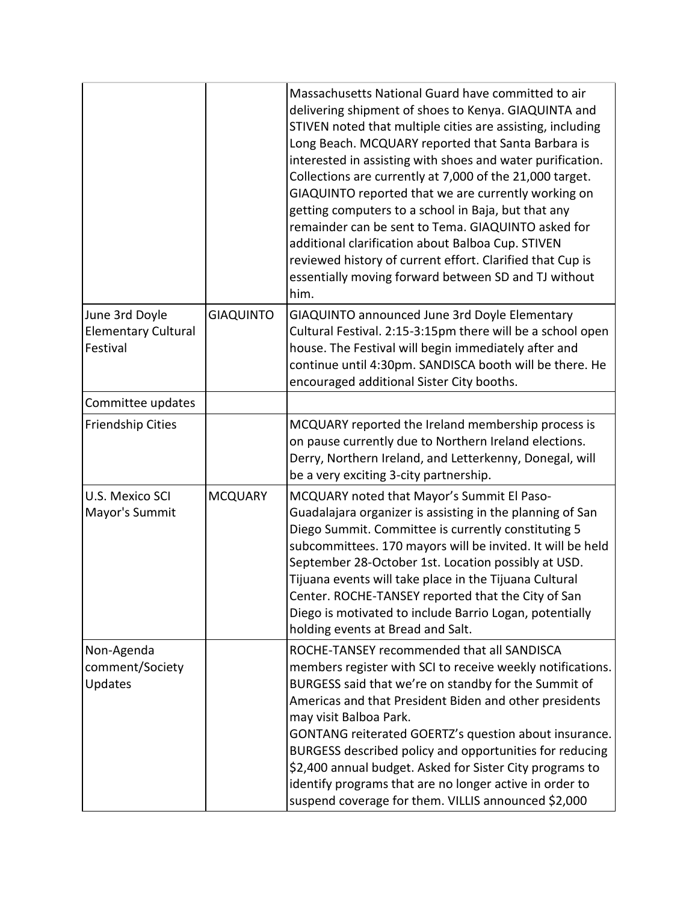| | | |
|---|---|---|
| | | Massachusetts National Guard have committed to air delivering shipment of shoes to Kenya. GIAQUINTA and STIVEN noted that multiple cities are assisting, including Long Beach. MCQUARY reported that Santa Barbara is interested in assisting with shoes and water purification. Collections are currently at 7,000 of the 21,000 target. GIAQUINTO reported that we are currently working on getting computers to a school in Baja, but that any remainder can be sent to Tema. GIAQUINTO asked for additional clarification about Balboa Cup. STIVEN reviewed history of current effort. Clarified that Cup is essentially moving forward between SD and TJ without him. |
| June 3rd Doyle Elementary Cultural Festival | GIAQUINTO | GIAQUINTO announced June 3rd Doyle Elementary Cultural Festival. 2:15-3:15pm there will be a school open house. The Festival will begin immediately after and continue until 4:30pm. SANDISCA booth will be there. He encouraged additional Sister City booths. |
| Committee updates | | |
| Friendship Cities | | MCQUARY reported the Ireland membership process is on pause currently due to Northern Ireland elections. Derry, Northern Ireland, and Letterkenny, Donegal, will be a very exciting 3-city partnership. |
| U.S. Mexico SCI Mayor's Summit | MCQUARY | MCQUARY noted that Mayor's Summit El Paso-Guadalajara organizer is assisting in the planning of San Diego Summit. Committee is currently constituting 5 subcommittees. 170 mayors will be invited. It will be held September 28-October 1st. Location possibly at USD. Tijuana events will take place in the Tijuana Cultural Center. ROCHE-TANSEY reported that the City of San Diego is motivated to include Barrio Logan, potentially holding events at Bread and Salt. |
| Non-Agenda comment/Society Updates | | ROCHE-TANSEY recommended that all SANDISCA members register with SCI to receive weekly notifications. BURGESS said that we're on standby for the Summit of Americas and that President Biden and other presidents may visit Balboa Park. GONTANG reiterated GOERTZ's question about insurance. BURGESS described policy and opportunities for reducing \$2,400 annual budget. Asked for Sister City programs to identify programs that are no longer active in order to suspend coverage for them. VILLIS announced \$2,000 |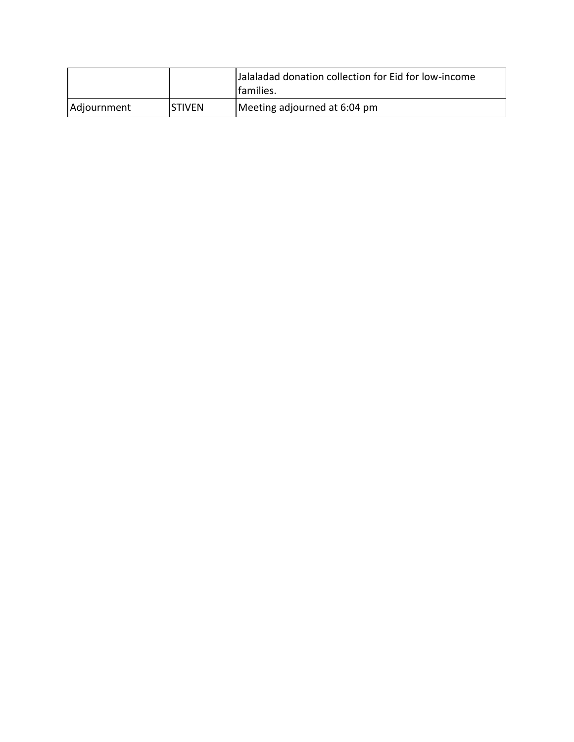| | | |
|---|---|---|
| | | Jalaladad donation collection for Eid for low-income families. |
| Adjournment | STIVEN | Meeting adjourned at 6:04 pm |